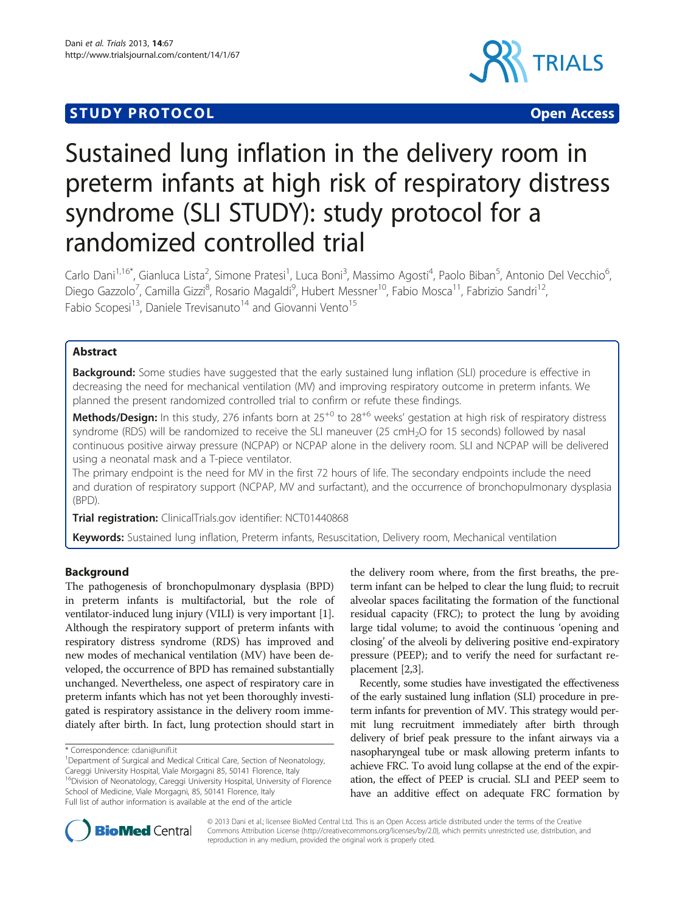STUDY PROTOCOL — Open Access

# Sustained lung inflation in the delivery room in preterm infants at high risk of respiratory distress syndrome (SLI STUDY): study protocol for a randomized controlled trial

Carlo Dani[1,16*], Gianluca Lista[2], Simone Pratesi[1], Luca Boni[3], Massimo Agosti[4], Paolo Biban[5], Antonio Del Vecchio[6], Diego Gazzolo[7], Camilla Gizzi[8], Rosario Magaldi[9], Hubert Messner[10], Fabio Mosca[11], Fabrizio Sandri[12], Fabio Scopesi[13], Daniele Trevisanuto[14] and Giovanni Vento[15]

## Abstract

**Background:** Some studies have suggested that the early sustained lung inflation (SLI) procedure is effective in decreasing the need for mechanical ventilation (MV) and improving respiratory outcome in preterm infants. We planned the present randomized controlled trial to confirm or refute these findings.

**Methods/Design:** In this study, 276 infants born at $25^{+0}$ to $28^{+6}$ weeks' gestation at high risk of respiratory distress syndrome (RDS) will be randomized to receive the SLI maneuver (25 $cmH_2O$ for 15 seconds) followed by nasal continuous positive airway pressure (NCPAP) or NCPAP alone in the delivery room. SLI and NCPAP will be delivered using a neonatal mask and a T-piece ventilator.

The primary endpoint is the need for MV in the first 72 hours of life. The secondary endpoints include the need and duration of respiratory support (NCPAP, MV and surfactant), and the occurrence of bronchopulmonary dysplasia (BPD).

**Trial registration:** ClinicalTrials.gov identifier: NCT01440868

**Keywords:** Sustained lung inflation, Preterm infants, Resuscitation, Delivery room, Mechanical ventilation

## Background

The pathogenesis of bronchopulmonary dysplasia (BPD) in preterm infants is multifactorial, but the role of ventilator-induced lung injury (VILI) is very important [1]. Although the respiratory support of preterm infants with respiratory distress syndrome (RDS) has improved and new modes of mechanical ventilation (MV) have been developed, the occurrence of BPD has remained substantially unchanged. Nevertheless, one aspect of respiratory care in preterm infants which has not yet been thoroughly investigated is respiratory assistance in the delivery room immediately after birth. In fact, lung protection should start in the delivery room where, from the first breaths, the preterm infant can be helped to clear the lung fluid; to recruit alveolar spaces facilitating the formation of the functional residual capacity (FRC); to protect the lung by avoiding large tidal volume; to avoid the continuous 'opening and closing' of the alveoli by delivering positive end-expiratory pressure (PEEP); and to verify the need for surfactant replacement [2,3].

Recently, some studies have investigated the effectiveness of the early sustained lung inflation (SLI) procedure in preterm infants for prevention of MV. This strategy would permit lung recruitment immediately after birth through delivery of brief peak pressure to the infant airways via a nasopharyngeal tube or mask allowing preterm infants to achieve FRC. To avoid lung collapse at the end of the expiration, the effect of PEEP is crucial. SLI and PEEP seem to have an additive effect on adequate FRC formation by

\* Correspondence: cdani@unifi.it
[1]Department of Surgical and Medical Critical Care, Section of Neonatology, Careggi University Hospital, Viale Morgagni 85, 50141 Florence, Italy
[16]Division of Neonatology, Careggi University Hospital, University of Florence School of Medicine, Viale Morgagni, 85, 50141 Florence, Italy
Full list of author information is available at the end of the article

© 2013 Dani et al.; licensee BioMed Central Ltd. This is an Open Access article distributed under the terms of the Creative Commons Attribution License (http://creativecommons.org/licenses/by/2.0), which permits unrestricted use, distribution, and reproduction in any medium, provided the original work is properly cited.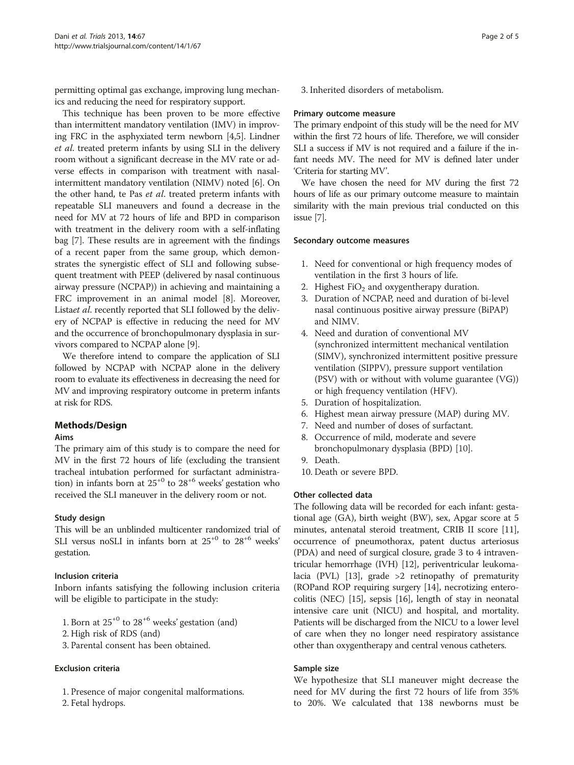permitting optimal gas exchange, improving lung mechanics and reducing the need for respiratory support.

This technique has been proven to be more effective than intermittent mandatory ventilation (IMV) in improving FRC in the asphyxiated term newborn [4,5]. Lindner *et al*. treated preterm infants by using SLI in the delivery room without a significant decrease in the MV rate or adverse effects in comparison with treatment with nasal-intermittent mandatory ventilation (NIMV) noted [6]. On the other hand, te Pas *et al*. treated preterm infants with repeatable SLI maneuvers and found a decrease in the need for MV at 72 hours of life and BPD in comparison with treatment in the delivery room with a self-inflating bag [7]. These results are in agreement with the findings of a recent paper from the same group, which demonstrates the synergistic effect of SLI and following subsequent treatment with PEEP (delivered by nasal continuous airway pressure (NCPAP)) in achieving and maintaining a FRC improvement in an animal model [8]. Moreover, Lista*et al*. recently reported that SLI followed by the delivery of NCPAP is effective in reducing the need for MV and the occurrence of bronchopulmonary dysplasia in survivors compared to NCPAP alone [9].

We therefore intend to compare the application of SLI followed by NCPAP with NCPAP alone in the delivery room to evaluate its effectiveness in decreasing the need for MV and improving respiratory outcome in preterm infants at risk for RDS.

## Methods/Design

### Aims

The primary aim of this study is to compare the need for MV in the first 72 hours of life (excluding the transient tracheal intubation performed for surfactant administration) in infants born at $25^{+0}$ to $28^{+6}$ weeks' gestation who received the SLI maneuver in the delivery room or not.

### Study design

This will be an unblinded multicenter randomized trial of SLI versus noSLI in infants born at $25^{+0}$ to $28^{+6}$ weeks' gestation.

### Inclusion criteria

Inborn infants satisfying the following inclusion criteria will be eligible to participate in the study:

1. Born at $25^{+0}$ to $28^{+6}$ weeks' gestation (and)
2. High risk of RDS (and)
3. Parental consent has been obtained.

### Exclusion criteria

1. Presence of major congenital malformations.
2. Fetal hydrops.
3. Inherited disorders of metabolism.

### Primary outcome measure

The primary endpoint of this study will be the need for MV within the first 72 hours of life. Therefore, we will consider SLI a success if MV is not required and a failure if the infant needs MV. The need for MV is defined later under 'Criteria for starting MV'.

We have chosen the need for MV during the first 72 hours of life as our primary outcome measure to maintain similarity with the main previous trial conducted on this issue [7].

### Secondary outcome measures

1. Need for conventional or high frequency modes of ventilation in the first 3 hours of life.
2. Highest $FiO_2$ and oxygentherapy duration.
3. Duration of NCPAP, need and duration of bi-level nasal continuous positive airway pressure (BiPAP) and NIMV.
4. Need and duration of conventional MV (synchronized intermittent mechanical ventilation (SIMV), synchronized intermittent positive pressure ventilation (SIPPV), pressure support ventilation (PSV) with or without with volume guarantee (VG)) or high frequency ventilation (HFV).
5. Duration of hospitalization.
6. Highest mean airway pressure (MAP) during MV.
7. Need and number of doses of surfactant.
8. Occurrence of mild, moderate and severe bronchopulmonary dysplasia (BPD) [10].
9. Death.
10. Death or severe BPD.

### Other collected data

The following data will be recorded for each infant: gestational age (GA), birth weight (BW), sex, Apgar score at 5 minutes, antenatal steroid treatment, CRIB II score [11], occurrence of pneumothorax, patent ductus arteriosus (PDA) and need of surgical closure, grade 3 to 4 intraventricular hemorrhage (IVH) [12], periventricular leukomalacia (PVL) [13], grade >2 retinopathy of prematurity (ROPand ROP requiring surgery [14], necrotizing enterocolitis (NEC) [15], sepsis [16], length of stay in neonatal intensive care unit (NICU) and hospital, and mortality. Patients will be discharged from the NICU to a lower level of care when they no longer need respiratory assistance other than oxygentherapy and central venous catheters.

### Sample size

We hypothesize that SLI maneuver might decrease the need for MV during the first 72 hours of life from 35% to 20%. We calculated that 138 newborns must be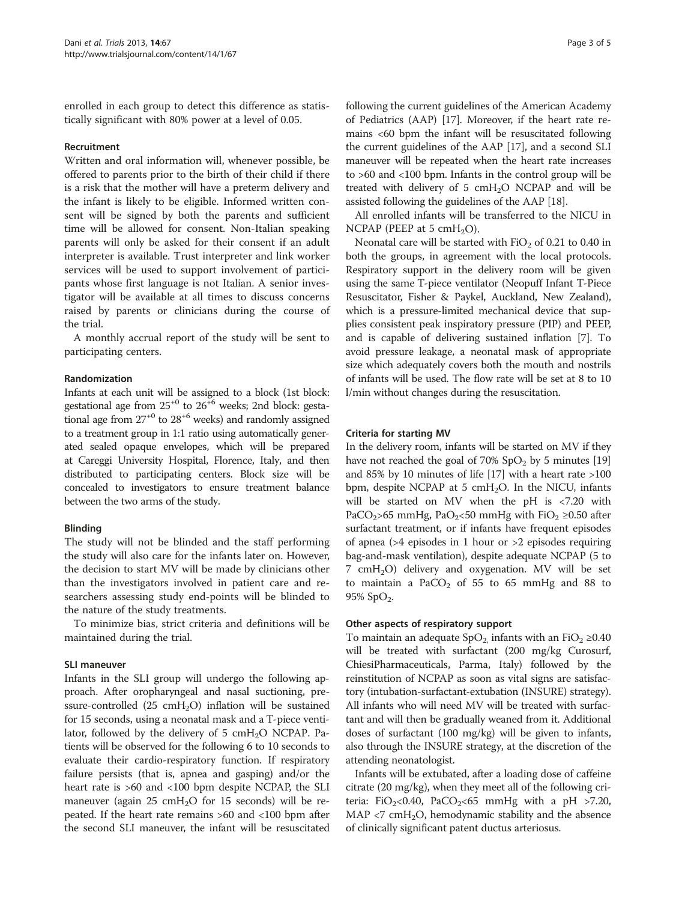enrolled in each group to detect this difference as statistically significant with 80% power at a level of 0.05.

### Recruitment

Written and oral information will, whenever possible, be offered to parents prior to the birth of their child if there is a risk that the mother will have a preterm delivery and the infant is likely to be eligible. Informed written consent will be signed by both the parents and sufficient time will be allowed for consent. Non-Italian speaking parents will only be asked for their consent if an adult interpreter is available. Trust interpreter and link worker services will be used to support involvement of participants whose first language is not Italian. A senior investigator will be available at all times to discuss concerns raised by parents or clinicians during the course of the trial.

A monthly accrual report of the study will be sent to participating centers.

### Randomization

Infants at each unit will be assigned to a block (1st block: gestational age from $25^{+0}$ to $26^{+6}$ weeks; 2nd block: gestational age from $27^{+0}$ to $28^{+6}$ weeks) and randomly assigned to a treatment group in 1:1 ratio using automatically generated sealed opaque envelopes, which will be prepared at Careggi University Hospital, Florence, Italy, and then distributed to participating centers. Block size will be concealed to investigators to ensure treatment balance between the two arms of the study.

### Blinding

The study will not be blinded and the staff performing the study will also care for the infants later on. However, the decision to start MV will be made by clinicians other than the investigators involved in patient care and researchers assessing study end-points will be blinded to the nature of the study treatments.

To minimize bias, strict criteria and definitions will be maintained during the trial.

### SLI maneuver

Infants in the SLI group will undergo the following approach. After oropharyngeal and nasal suctioning, pressure-controlled (25 $cmH_2O$) inflation will be sustained for 15 seconds, using a neonatal mask and a T-piece ventilator, followed by the delivery of 5 $cmH_2O$ NCPAP. Patients will be observed for the following 6 to 10 seconds to evaluate their cardio-respiratory function. If respiratory failure persists (that is, apnea and gasping) and/or the heart rate is >60 and <100 bpm despite NCPAP, the SLI maneuver (again 25 $cmH_2O$ for 15 seconds) will be repeated. If the heart rate remains >60 and <100 bpm after the second SLI maneuver, the infant will be resuscitated following the current guidelines of the American Academy of Pediatrics (AAP) [17]. Moreover, if the heart rate remains <60 bpm the infant will be resuscitated following the current guidelines of the AAP [17], and a second SLI maneuver will be repeated when the heart rate increases to >60 and <100 bpm. Infants in the control group will be treated with delivery of 5 $cmH_2O$ NCPAP and will be assisted following the guidelines of the AAP [18].

All enrolled infants will be transferred to the NICU in NCPAP (PEEP at 5 $cmH_2O$).

Neonatal care will be started with $FiO_2$ of 0.21 to 0.40 in both the groups, in agreement with the local protocols. Respiratory support in the delivery room will be given using the same T-piece ventilator (Neopuff Infant T-Piece Resuscitator, Fisher & Paykel, Auckland, New Zealand), which is a pressure-limited mechanical device that supplies consistent peak inspiratory pressure (PIP) and PEEP, and is capable of delivering sustained inflation [7]. To avoid pressure leakage, a neonatal mask of appropriate size which adequately covers both the mouth and nostrils of infants will be used. The flow rate will be set at 8 to 10 l/min without changes during the resuscitation.

### Criteria for starting MV

In the delivery room, infants will be started on MV if they have not reached the goal of 70% $SpO_2$ by 5 minutes [19] and 85% by 10 minutes of life [17] with a heart rate >100 bpm, despite NCPAP at 5 $cmH_2O$. In the NICU, infants will be started on MV when the pH is <7.20 with $PaCO_2$>65 mmHg, $PaO_2$<50 mmHg with $FiO_2$ ≥0.50 after surfactant treatment, or if infants have frequent episodes of apnea (>4 episodes in 1 hour or >2 episodes requiring bag-and-mask ventilation), despite adequate NCPAP (5 to 7 $cmH_2O$) delivery and oxygenation. MV will be set to maintain a $PaCO_2$ of 55 to 65 mmHg and 88 to 95% $SpO_2$.

### Other aspects of respiratory support

To maintain an adequate $SpO_2$, infants with an $FiO_2$ ≥0.40 will be treated with surfactant (200 mg/kg Curosurf, ChiesiPharmaceuticals, Parma, Italy) followed by the reinstitution of NCPAP as soon as vital signs are satisfactory (intubation-surfactant-extubation (INSURE) strategy). All infants who will need MV will be treated with surfactant and will then be gradually weaned from it. Additional doses of surfactant (100 mg/kg) will be given to infants, also through the INSURE strategy, at the discretion of the attending neonatologist.

Infants will be extubated, after a loading dose of caffeine citrate (20 mg/kg), when they meet all of the following criteria: $FiO_2$<0.40, $PaCO_2$<65 mmHg with a pH >7.20, MAP <7 $cmH_2O$, hemodynamic stability and the absence of clinically significant patent ductus arteriosus.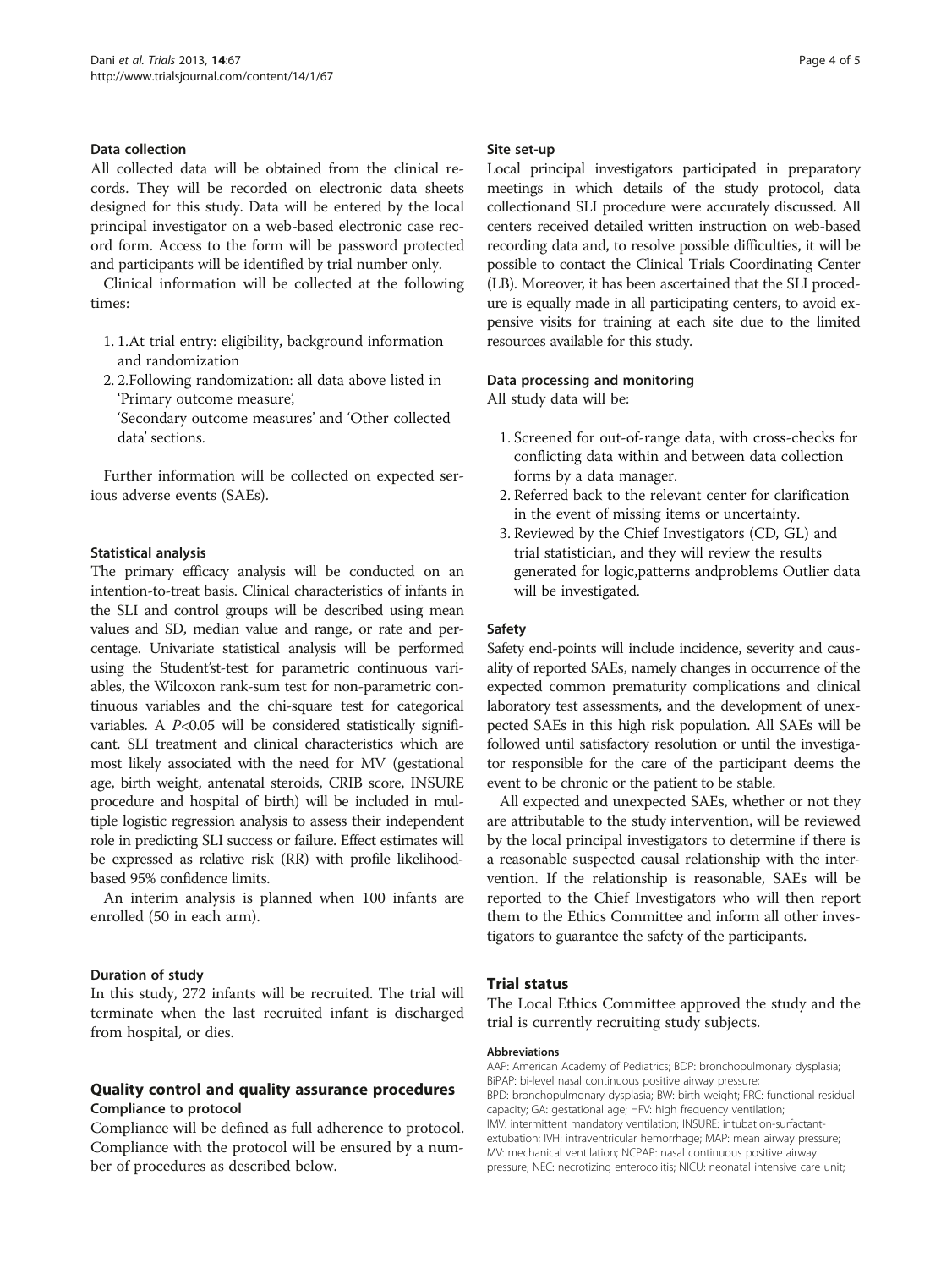### Data collection

All collected data will be obtained from the clinical records. They will be recorded on electronic data sheets designed for this study. Data will be entered by the local principal investigator on a web-based electronic case record form. Access to the form will be password protected and participants will be identified by trial number only.

Clinical information will be collected at the following times:

1. 1.At trial entry: eligibility, background information and randomization
2. 2.Following randomization: all data above listed in 'Primary outcome measure', 'Secondary outcome measures' and 'Other collected data' sections.

Further information will be collected on expected serious adverse events (SAEs).

### Statistical analysis

The primary efficacy analysis will be conducted on an intention-to-treat basis. Clinical characteristics of infants in the SLI and control groups will be described using mean values and SD, median value and range, or rate and percentage. Univariate statistical analysis will be performed using the Student'st-test for parametric continuous variables, the Wilcoxon rank-sum test for non-parametric continuous variables and the chi-square test for categorical variables. A $P<0.05$ will be considered statistically significant. SLI treatment and clinical characteristics which are most likely associated with the need for MV (gestational age, birth weight, antenatal steroids, CRIB score, INSURE procedure and hospital of birth) will be included in multiple logistic regression analysis to assess their independent role in predicting SLI success or failure. Effect estimates will be expressed as relative risk (RR) with profile likelihood-based 95% confidence limits.

An interim analysis is planned when 100 infants are enrolled (50 in each arm).

### Duration of study

In this study, 272 infants will be recruited. The trial will terminate when the last recruited infant is discharged from hospital, or dies.

## Quality control and quality assurance procedures

### Compliance to protocol

Compliance will be defined as full adherence to protocol. Compliance with the protocol will be ensured by a number of procedures as described below.

### Site set-up

Local principal investigators participated in preparatory meetings in which details of the study protocol, data collectionand SLI procedure were accurately discussed. All centers received detailed written instruction on web-based recording data and, to resolve possible difficulties, it will be possible to contact the Clinical Trials Coordinating Center (LB). Moreover, it has been ascertained that the SLI procedure is equally made in all participating centers, to avoid expensive visits for training at each site due to the limited resources available for this study.

### Data processing and monitoring

All study data will be:

1. Screened for out-of-range data, with cross-checks for conflicting data within and between data collection forms by a data manager.
2. Referred back to the relevant center for clarification in the event of missing items or uncertainty.
3. Reviewed by the Chief Investigators (CD, GL) and trial statistician, and they will review the results generated for logic,patterns andproblems Outlier data will be investigated.

### Safety

Safety end-points will include incidence, severity and causality of reported SAEs, namely changes in occurrence of the expected common prematurity complications and clinical laboratory test assessments, and the development of unexpected SAEs in this high risk population. All SAEs will be followed until satisfactory resolution or until the investigator responsible for the care of the participant deems the event to be chronic or the patient to be stable.

All expected and unexpected SAEs, whether or not they are attributable to the study intervention, will be reviewed by the local principal investigators to determine if there is a reasonable suspected causal relationship with the intervention. If the relationship is reasonable, SAEs will be reported to the Chief Investigators who will then report them to the Ethics Committee and inform all other investigators to guarantee the safety of the participants.

## Trial status

The Local Ethics Committee approved the study and the trial is currently recruiting study subjects.

#### Abbreviations

AAP: American Academy of Pediatrics; BDP: bronchopulmonary dysplasia; BiPAP: bi-level nasal continuous positive airway pressure; BPD: bronchopulmonary dysplasia; BW: birth weight; FRC: functional residual capacity; GA: gestational age; HFV: high frequency ventilation; IMV: intermittent mandatory ventilation; INSURE: intubation-surfactant-extubation; IVH: intraventricular hemorrhage; MAP: mean airway pressure; MV: mechanical ventilation; NCPAP: nasal continuous positive airway pressure; NEC: necrotizing enterocolitis; NICU: neonatal intensive care unit;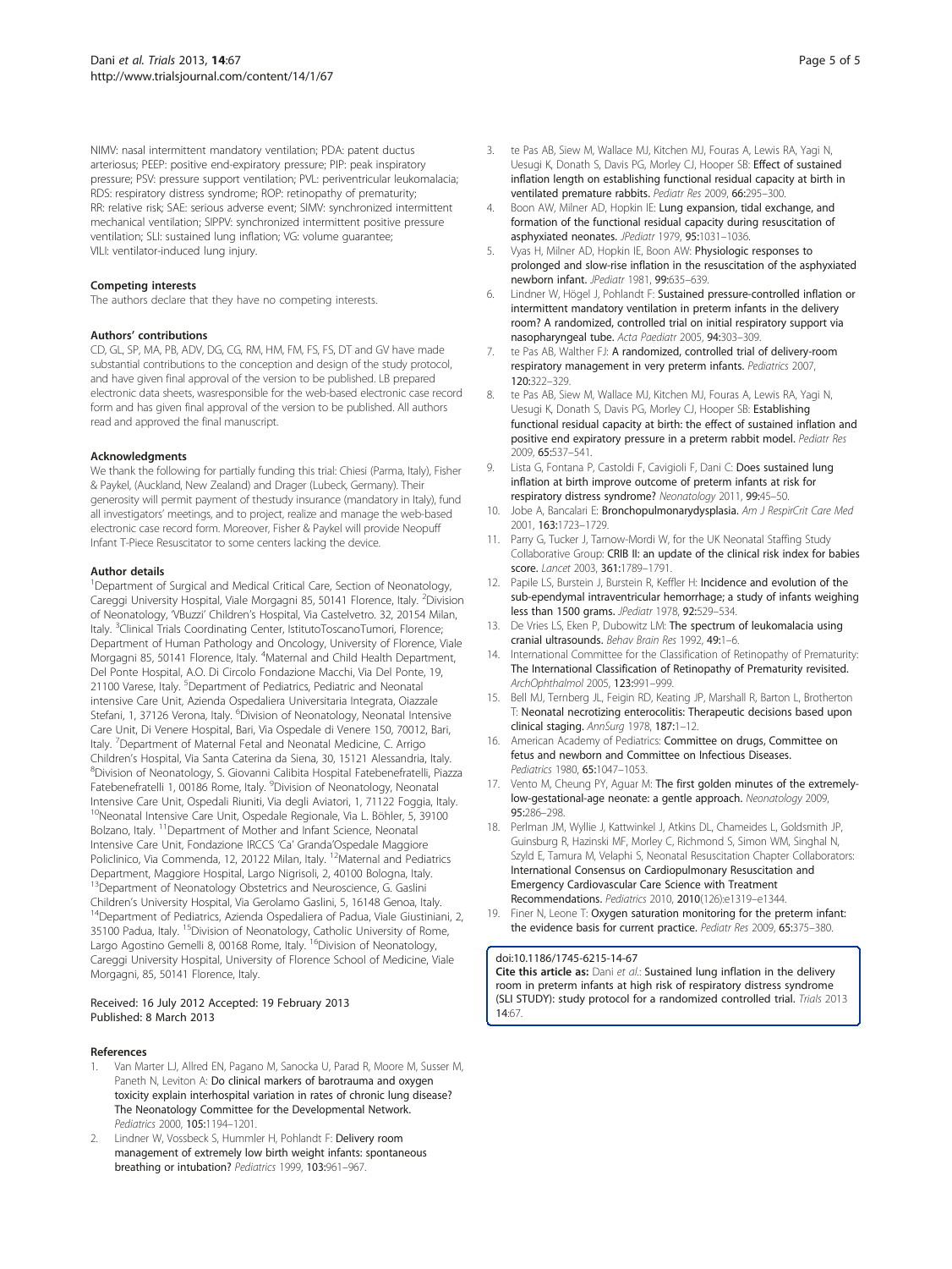NIMV: nasal intermittent mandatory ventilation; PDA: patent ductus arteriosus; PEEP: positive end-expiratory pressure; PIP: peak inspiratory pressure; PSV: pressure support ventilation; PVL: periventricular leukomalacia; RDS: respiratory distress syndrome; ROP: retinopathy of prematurity; RR: relative risk; SAE: serious adverse event; SIMV: synchronized intermittent mechanical ventilation; SIPPV: synchronized intermittent positive pressure ventilation; SLI: sustained lung inflation; VG: volume guarantee; VILI: ventilator-induced lung injury.

### Competing interests

The authors declare that they have no competing interests.

### Authors' contributions

CD, GL, SP, MA, PB, ADV, DG, CG, RM, HM, FM, FS, FS, DT and GV have made substantial contributions to the conception and design of the study protocol, and have given final approval of the version to be published. LB prepared electronic data sheets, wasresponsible for the web-based electronic case record form and has given final approval of the version to be published. All authors read and approved the final manuscript.

### Acknowledgments

We thank the following for partially funding this trial: Chiesi (Parma, Italy), Fisher & Paykel, (Auckland, New Zealand) and Drager (Lubeck, Germany). Their generosity will permit payment of thestudy insurance (mandatory in Italy), fund all investigators' meetings, and to project, realize and manage the web-based electronic case record form. Moreover, Fisher & Paykel will provide Neopuff Infant T-Piece Resuscitator to some centers lacking the device.

### Author details

[1]Department of Surgical and Medical Critical Care, Section of Neonatology, Careggi University Hospital, Viale Morgagni 85, 50141 Florence, Italy. [2]Division of Neonatology, 'VBuzzi' Children's Hospital, Via Castelvetro. 32, 20154 Milan, Italy. [3]Clinical Trials Coordinating Center, IstitutoToscanoTumori, Florence; Department of Human Pathology and Oncology, University of Florence, Viale Morgagni 85, 50141 Florence, Italy. [4]Maternal and Child Health Department, Del Ponte Hospital, A.O. Di Circolo Fondazione Macchi, Via Del Ponte, 19, 21100 Varese, Italy. [5]Department of Pediatrics, Pediatric and Neonatal intensive Care Unit, Azienda Ospedaliera Universitaria Integrata, Oiazzale Stefani, 1, 37126 Verona, Italy. [6]Division of Neonatology, Neonatal Intensive Care Unit, Di Venere Hospital, Bari, Via Ospedale di Venere 150, 70012, Bari, Italy. [7]Department of Maternal Fetal and Neonatal Medicine, C. Arrigo Children's Hospital, Via Santa Caterina da Siena, 30, 15121 Alessandria, Italy. [8]Division of Neonatology, S. Giovanni Calibita Hospital Fatebenefratelli, Piazza Fatebenefratelli 1, 00186 Rome, Italy. [9]Division of Neonatology, Neonatal Intensive Care Unit, Ospedali Riuniti, Via degli Aviatori, 1, 71122 Foggia, Italy. [10]Neonatal Intensive Care Unit, Ospedale Regionale, Via L. Böhler, 5, 39100 Bolzano, Italy. [11]Department of Mother and Infant Science, Neonatal Intensive Care Unit, Fondazione IRCCS 'Ca' Granda'Ospedale Maggiore Policlinico, Via Commenda, 12, 20122 Milan, Italy. [12]Maternal and Pediatrics Department, Maggiore Hospital, Largo Nigrisoli, 2, 40100 Bologna, Italy. [13]Department of Neonatology Obstetrics and Neuroscience, G. Gaslini Children's University Hospital, Via Gerolamo Gaslini, 5, 16148 Genoa, Italy. [14]Department of Pediatrics, Azienda Ospedaliera of Padua, Viale Giustiniani, 2, 35100 Padua, Italy. [15]Division of Neonatology, Catholic University of Rome, Largo Agostino Gemelli 8, 00168 Rome, Italy. [16]Division of Neonatology, Careggi University Hospital, University of Florence School of Medicine, Viale Morgagni, 85, 50141 Florence, Italy.

Received: 16 July 2012 Accepted: 19 February 2013
Published: 8 March 2013

### References

1. Van Marter LJ, Allred EN, Pagano M, Sanocka U, Parad R, Moore M, Susser M, Paneth N, Leviton A: **Do clinical markers of barotrauma and oxygen toxicity explain interhospital variation in rates of chronic lung disease? The Neonatology Committee for the Developmental Network.** *Pediatrics* 2000, **105**:1194–1201.
2. Lindner W, Vossbeck S, Hummler H, Pohlandt F: **Delivery room management of extremely low birth weight infants: spontaneous breathing or intubation?** *Pediatrics* 1999, **103**:961–967.
3. te Pas AB, Siew M, Wallace MJ, Kitchen MJ, Fouras A, Lewis RA, Yagi N, Uesugi K, Donath S, Davis PG, Morley CJ, Hooper SB: **Effect of sustained inflation length on establishing functional residual capacity at birth in ventilated premature rabbits.** *Pediatr Res* 2009, **66**:295–300.
4. Boon AW, Milner AD, Hopkin IE: **Lung expansion, tidal exchange, and formation of the functional residual capacity during resuscitation of asphyxiated neonates.** *JPediatr* 1979, **95**:1031–1036.
5. Vyas H, Milner AD, Hopkin IE, Boon AW: **Physiologic responses to prolonged and slow-rise inflation in the resuscitation of the asphyxiated newborn infant.** *JPediatr* 1981, **99**:635–639.
6. Lindner W, Högel J, Pohlandt F: **Sustained pressure-controlled inflation or intermittent mandatory ventilation in preterm infants in the delivery room? A randomized, controlled trial on initial respiratory support via nasopharyngeal tube.** *Acta Paediatr* 2005, **94**:303–309.
7. te Pas AB, Walther FJ: **A randomized, controlled trial of delivery-room respiratory management in very preterm infants.** *Pediatrics* 2007, **120**:322–329.
8. te Pas AB, Siew M, Wallace MJ, Kitchen MJ, Fouras A, Lewis RA, Yagi N, Uesugi K, Donath S, Davis PG, Morley CJ, Hooper SB: **Establishing functional residual capacity at birth: the effect of sustained inflation and positive end expiratory pressure in a preterm rabbit model.** *Pediatr Res* 2009, **65**:537–541.
9. Lista G, Fontana P, Castoldi F, Cavigioli F, Dani C: **Does sustained lung inflation at birth improve outcome of preterm infants at risk for respiratory distress syndrome?** *Neonatology* 2011, **99**:45–50.
10. Jobe A, Bancalari E: **Bronchopulmonarydysplasia.** *Am J RespirCrit Care Med* 2001, **163**:1723–1729.
11. Parry G, Tucker J, Tarnow-Mordi W, for the UK Neonatal Staffing Study Collaborative Group: **CRIB II: an update of the clinical risk index for babies score.** *Lancet* 2003, **361**:1789–1791.
12. Papile LS, Burstein J, Burstein R, Keffler H: **Incidence and evolution of the sub-ependymal intraventricular hemorrhage; a study of infants weighing less than 1500 grams.** *JPediatr* 1978, **92**:529–534.
13. De Vries LS, Eken P, Dubowitz LM: **The spectrum of leukomalacia using cranial ultrasounds.** *Behav Brain Res* 1992, **49**:1–6.
14. International Committee for the Classification of Retinopathy of Prematurity: **The International Classification of Retinopathy of Prematurity revisited.** *ArchOphthalmol* 2005, **123**:991–999.
15. Bell MJ, Ternberg JL, Feigin RD, Keating JP, Marshall R, Barton L, Brotherton T: **Neonatal necrotizing enterocolitis: Therapeutic decisions based upon clinical staging.** *AnnSurg* 1978, **187**:1–12.
16. American Academy of Pediatrics: **Committee on drugs, Committee on fetus and newborn and Committee on Infectious Diseases.** *Pediatrics* 1980, **65**:1047–1053.
17. Vento M, Cheung PY, Aguar M: **The first golden minutes of the extremely-low-gestational-age neonate: a gentle approach.** *Neonatology* 2009, **95**:286–298.
18. Perlman JM, Wyllie J, Kattwinkel J, Atkins DL, Chameides L, Goldsmith JP, Guinsburg R, Hazinski MF, Morley C, Richmond S, Simon WM, Singhal N, Szyld E, Tamura M, Velaphi S, Neonatal Resuscitation Chapter Collaborators: **International Consensus on Cardiopulmonary Resuscitation and Emergency Cardiovascular Care Science with Treatment Recommendations.** *Pediatrics* 2010, **2010**(126):e1319–e1344.
19. Finer N, Leone T: **Oxygen saturation monitoring for the preterm infant: the evidence basis for current practice.** *Pediatr Res* 2009, **65**:375–380.

doi:10.1186/1745-6215-14-67

**Cite this article as:** Dani *et al.*: Sustained lung inflation in the delivery room in preterm infants at high risk of respiratory distress syndrome (SLI STUDY): study protocol for a randomized controlled trial. *Trials* 2013 **14**:67.